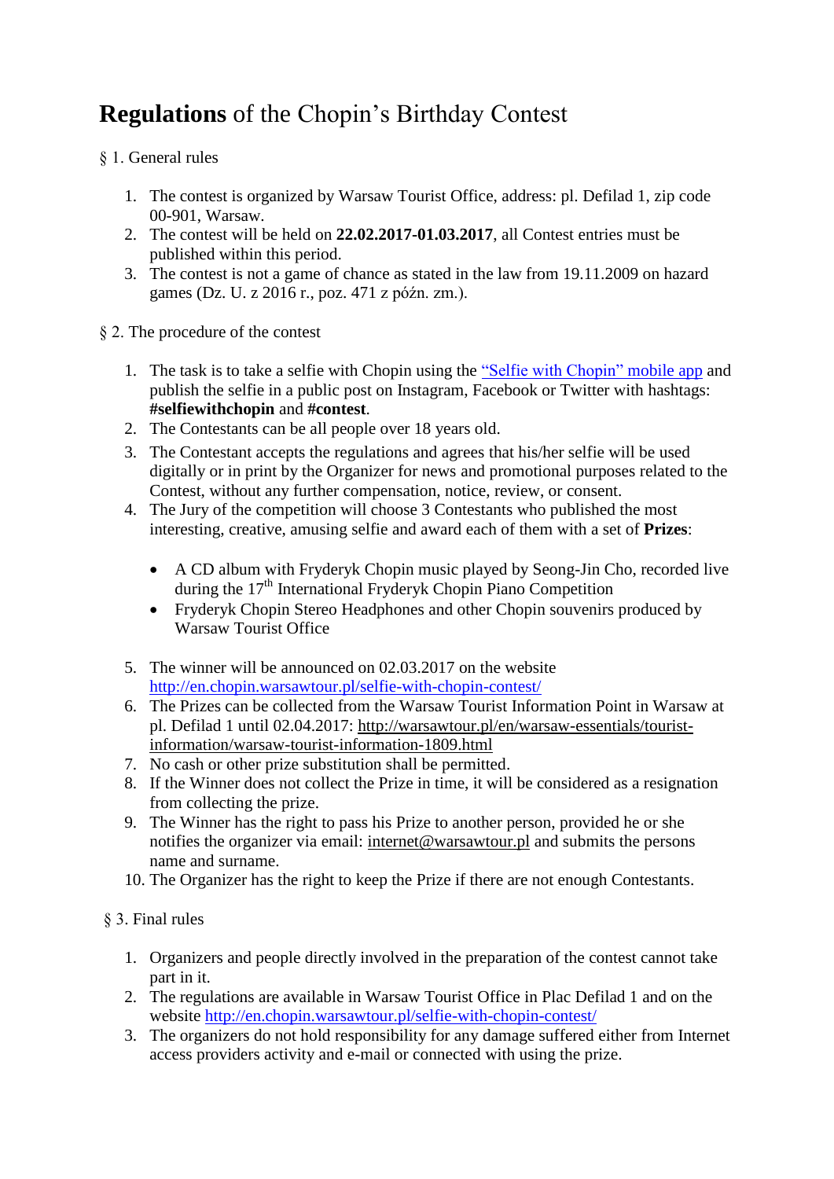# **Regulations** of the Chopin's Birthday Contest

§ 1. General rules

1. The contest is organized by Warsaw Tourist Office, address: pl. Defilad 1, zip code 00-901, Warsaw.
2. The contest will be held on **22.02.2017-01.03.2017**, all Contest entries must be published within this period.
3. The contest is not a game of chance as stated in the law from 19.11.2009 on hazard games (Dz. U. z 2016 r., poz. 471 z późn. zm.).

§ 2. The procedure of the contest

1. The task is to take a selfie with Chopin using the "Selfie with Chopin" mobile app and publish the selfie in a public post on Instagram, Facebook or Twitter with hashtags: **#selfiewithchopin** and **#contest**.
2. The Contestants can be all people over 18 years old.
3. The Contestant accepts the regulations and agrees that his/her selfie will be used digitally or in print by the Organizer for news and promotional purposes related to the Contest, without any further compensation, notice, review, or consent.
4. The Jury of the competition will choose 3 Contestants who published the most interesting, creative, amusing selfie and award each of them with a set of **Prizes**:
   - A CD album with Fryderyk Chopin music played by Seong-Jin Cho, recorded live during the 17th International Fryderyk Chopin Piano Competition
   - Fryderyk Chopin Stereo Headphones and other Chopin souvenirs produced by Warsaw Tourist Office
5. The winner will be announced on 02.03.2017 on the website http://en.chopin.warsawtour.pl/selfie-with-chopin-contest/
6. The Prizes can be collected from the Warsaw Tourist Information Point in Warsaw at pl. Defilad 1 until 02.04.2017: http://warsawtour.pl/en/warsaw-essentials/tourist-information/warsaw-tourist-information-1809.html
7. No cash or other prize substitution shall be permitted.
8. If the Winner does not collect the Prize in time, it will be considered as a resignation from collecting the prize.
9. The Winner has the right to pass his Prize to another person, provided he or she notifies the organizer via email: internet@warsawtour.pl and submits the persons name and surname.
10. The Organizer has the right to keep the Prize if there are not enough Contestants.

§ 3. Final rules

1. Organizers and people directly involved in the preparation of the contest cannot take part in it.
2. The regulations are available in Warsaw Tourist Office in Plac Defilad 1 and on the website http://en.chopin.warsawtour.pl/selfie-with-chopin-contest/
3. The organizers do not hold responsibility for any damage suffered either from Internet access providers activity and e-mail or connected with using the prize.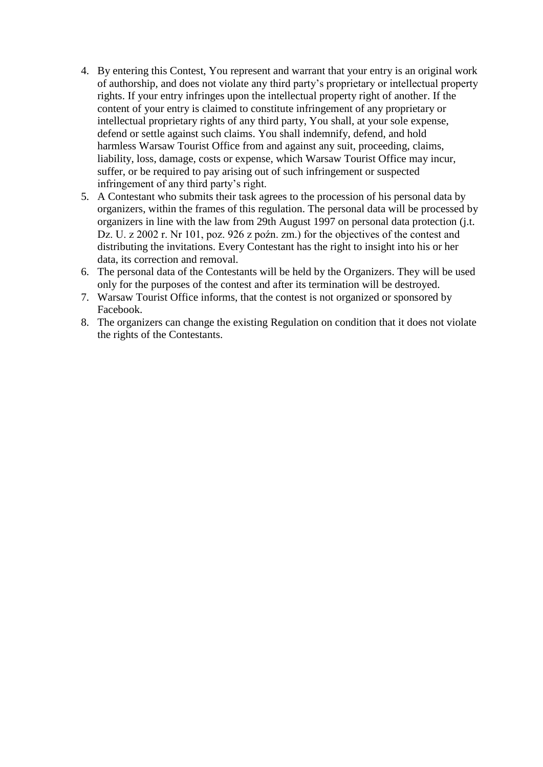4. By entering this Contest, You represent and warrant that your entry is an original work of authorship, and does not violate any third party's proprietary or intellectual property rights. If your entry infringes upon the intellectual property right of another. If the content of your entry is claimed to constitute infringement of any proprietary or intellectual proprietary rights of any third party, You shall, at your sole expense, defend or settle against such claims. You shall indemnify, defend, and hold harmless Warsaw Tourist Office from and against any suit, proceeding, claims, liability, loss, damage, costs or expense, which Warsaw Tourist Office may incur, suffer, or be required to pay arising out of such infringement or suspected infringement of any third party's right.
5. A Contestant who submits their task agrees to the procession of his personal data by organizers, within the frames of this regulation. The personal data will be processed by organizers in line with the law from 29th August 1997 on personal data protection (j.t. Dz. U. z 2002 r. Nr 101, poz. 926 z późn. zm.) for the objectives of the contest and distributing the invitations. Every Contestant has the right to insight into his or her data, its correction and removal.
6. The personal data of the Contestants will be held by the Organizers. They will be used only for the purposes of the contest and after its termination will be destroyed.
7. Warsaw Tourist Office informs, that the contest is not organized or sponsored by Facebook.
8. The organizers can change the existing Regulation on condition that it does not violate the rights of the Contestants.